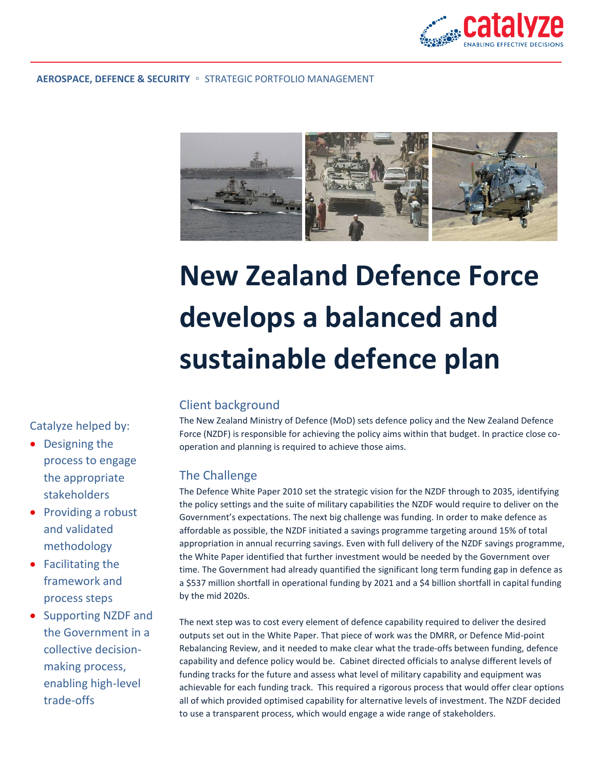AEROSPACE, DEFENCE & SECURITY ◦ STRATEGIC PORTFOLIO MANAGEMENT

# New Zealand Defence Force develops a balanced and sustainable defence plan

Catalyze helped by:

- Designing the process to engage the appropriate stakeholders
- Providing a robust and validated methodology
- Facilitating the framework and process steps
- Supporting NZDF and the Government in a collective decision-making process, enabling high-level trade-offs

## Client background

The New Zealand Ministry of Defence (MoD) sets defence policy and the New Zealand Defence Force (NZDF) is responsible for achieving the policy aims within that budget. In practice close co-operation and planning is required to achieve those aims.

## The Challenge

The Defence White Paper 2010 set the strategic vision for the NZDF through to 2035, identifying the policy settings and the suite of military capabilities the NZDF would require to deliver on the Government's expectations. The next big challenge was funding. In order to make defence as affordable as possible, the NZDF initiated a savings programme targeting around 15% of total appropriation in annual recurring savings. Even with full delivery of the NZDF savings programme, the White Paper identified that further investment would be needed by the Government over time. The Government had already quantified the significant long term funding gap in defence as a $537 million shortfall in operational funding by 2021 and a $4 billion shortfall in capital funding by the mid 2020s.

The next step was to cost every element of defence capability required to deliver the desired outputs set out in the White Paper. That piece of work was the DMRR, or Defence Mid-point Rebalancing Review, and it needed to make clear what the trade-offs between funding, defence capability and defence policy would be. Cabinet directed officials to analyse different levels of funding tracks for the future and assess what level of military capability and equipment was achievable for each funding track. This required a rigorous process that would offer clear options all of which provided optimised capability for alternative levels of investment. The NZDF decided to use a transparent process, which would engage a wide range of stakeholders.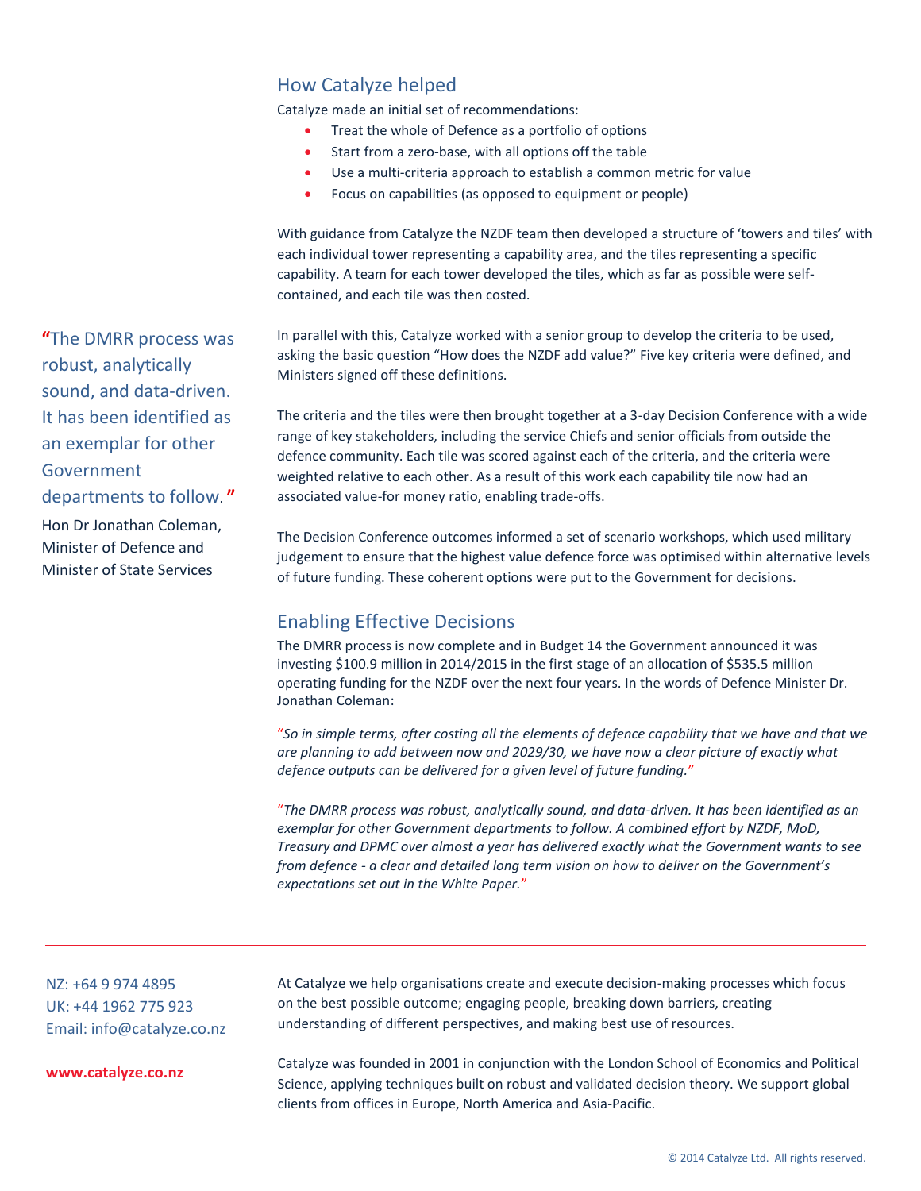## How Catalyze helped

Catalyze made an initial set of recommendations:

- Treat the whole of Defence as a portfolio of options
- Start from a zero-base, with all options off the table
- Use a multi-criteria approach to establish a common metric for value
- Focus on capabilities (as opposed to equipment or people)

With guidance from Catalyze the NZDF team then developed a structure of 'towers and tiles' with each individual tower representing a capability area, and the tiles representing a specific capability. A team for each tower developed the tiles, which as far as possible were self-contained, and each tile was then costed.

In parallel with this, Catalyze worked with a senior group to develop the criteria to be used, asking the basic question "How does the NZDF add value?" Five key criteria were defined, and Ministers signed off these definitions.

The criteria and the tiles were then brought together at a 3-day Decision Conference with a wide range of key stakeholders, including the service Chiefs and senior officials from outside the defence community. Each tile was scored against each of the criteria, and the criteria were weighted relative to each other. As a result of this work each capability tile now had an associated value-for money ratio, enabling trade-offs.

The Decision Conference outcomes informed a set of scenario workshops, which used military judgement to ensure that the highest value defence force was optimised within alternative levels of future funding. These coherent options were put to the Government for decisions.

"The DMRR process was robust, analytically sound, and data-driven. It has been identified as an exemplar for other Government departments to follow."

Hon Dr Jonathan Coleman, Minister of Defence and Minister of State Services

## Enabling Effective Decisions

The DMRR process is now complete and in Budget 14 the Government announced it was investing $100.9 million in 2014/2015 in the first stage of an allocation of $535.5 million operating funding for the NZDF over the next four years. In the words of Defence Minister Dr. Jonathan Coleman:

"*So in simple terms, after costing all the elements of defence capability that we have and that we are planning to add between now and 2029/30, we have now a clear picture of exactly what defence outputs can be delivered for a given level of future funding.*"

"*The DMRR process was robust, analytically sound, and data-driven. It has been identified as an exemplar for other Government departments to follow. A combined effort by NZDF, MoD, Treasury and DPMC over almost a year has delivered exactly what the Government wants to see from defence - a clear and detailed long term vision on how to deliver on the Government's expectations set out in the White Paper.*"

---

NZ: +64 9 974 4895
UK: +44 1962 775 923
Email: info@catalyze.co.nz

**www.catalyze.co.nz**

At Catalyze we help organisations create and execute decision-making processes which focus on the best possible outcome; engaging people, breaking down barriers, creating understanding of different perspectives, and making best use of resources.

Catalyze was founded in 2001 in conjunction with the London School of Economics and Political Science, applying techniques built on robust and validated decision theory. We support global clients from offices in Europe, North America and Asia-Pacific.

© 2014 Catalyze Ltd. All rights reserved.